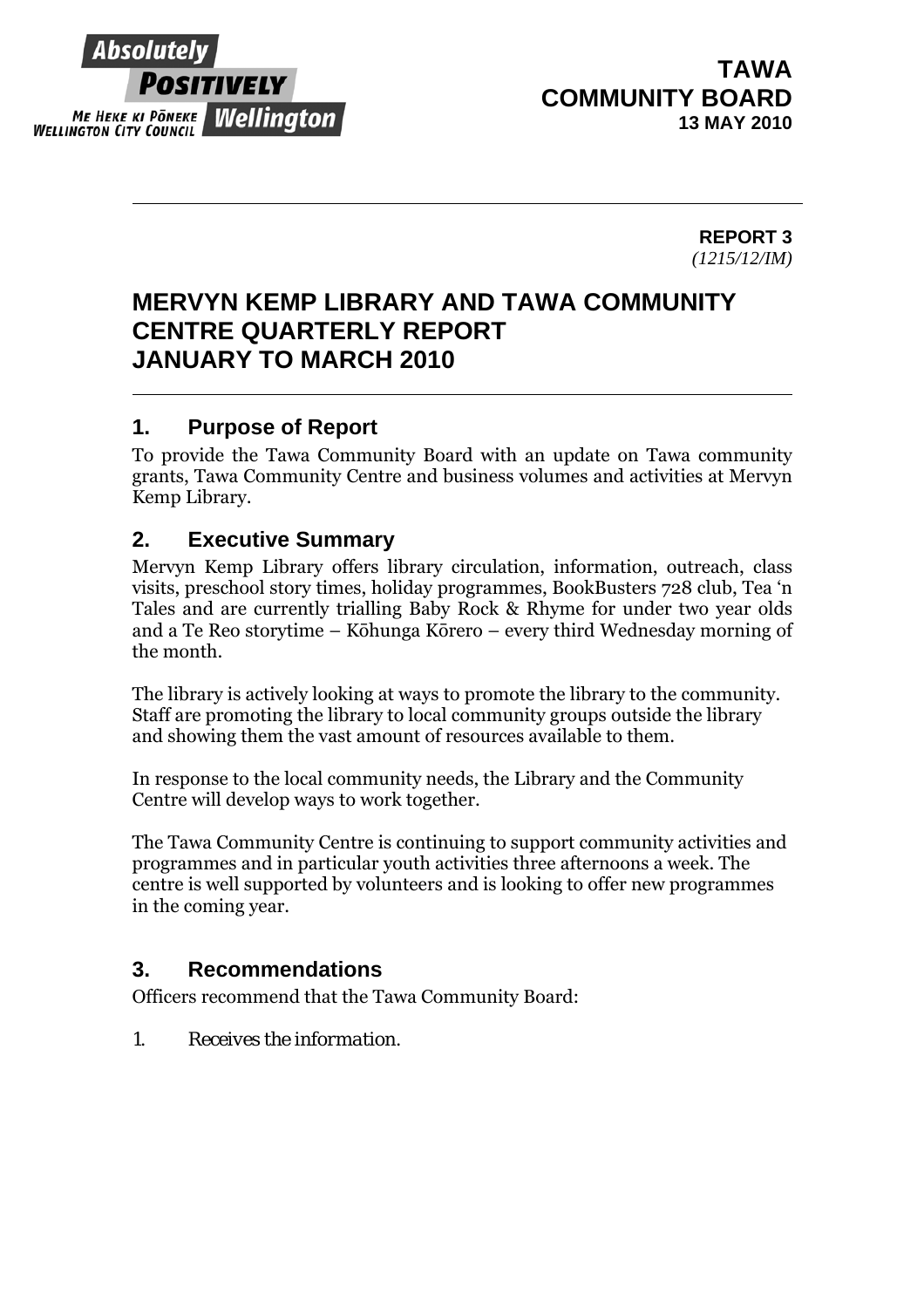Absolutely POSITIVELY Wellington
ME HEKE KI PŌNEKE
WELLINGTON CITY COUNCIL

**TAWA COMMUNITY BOARD**
**13 MAY 2010**

**REPORT 3**
*(1215/12/IM)*

# MERVYN KEMP LIBRARY AND TAWA COMMUNITY CENTRE QUARTERLY REPORT JANUARY TO MARCH 2010

## 1. Purpose of Report

To provide the Tawa Community Board with an update on Tawa community grants, Tawa Community Centre and business volumes and activities at Mervyn Kemp Library.

## 2. Executive Summary

Mervyn Kemp Library offers library circulation, information, outreach, class visits, preschool story times, holiday programmes, BookBusters 728 club, Tea 'n Tales and are currently trialling Baby Rock & Rhyme for under two year olds and a Te Reo storytime – Kōhunga Kōrero – every third Wednesday morning of the month.

The library is actively looking at ways to promote the library to the community. Staff are promoting the library to local community groups outside the library and showing them the vast amount of resources available to them.

In response to the local community needs, the Library and the Community Centre will develop ways to work together.

The Tawa Community Centre is continuing to support community activities and programmes and in particular youth activities three afternoons a week. The centre is well supported by volunteers and is looking to offer new programmes in the coming year.

## 3. Recommendations

Officers recommend that the Tawa Community Board:

1. Receives the information.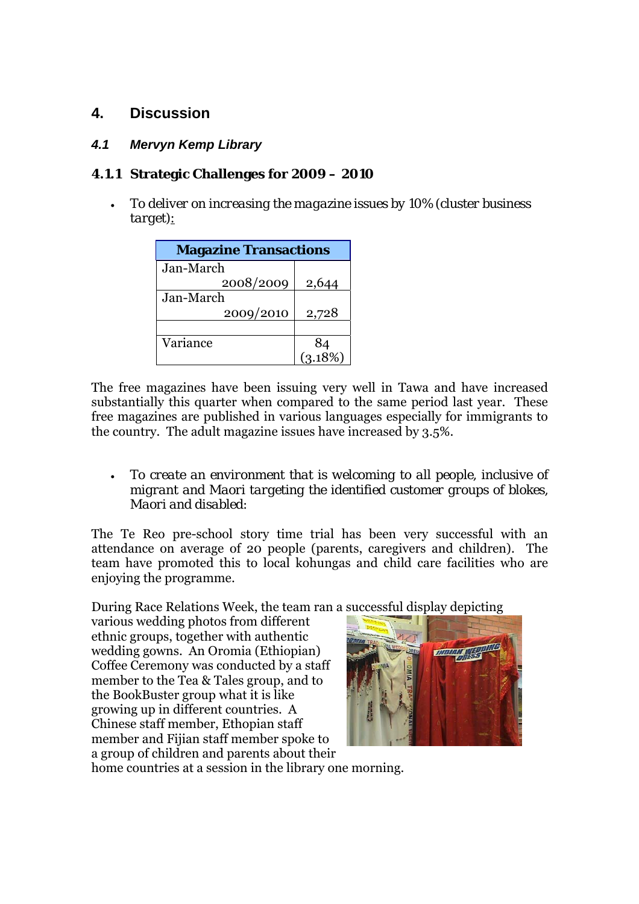## 4. Discussion

### *4.1 Mervyn Kemp Library*

#### 4.1.1 Strategic Challenges for 2009 – 2010

- *To deliver on increasing the magazine issues by 10% (cluster business target):*

| Magazine Transactions | |
|---|---|
| Jan-March 2008/2009 | 2,644 |
| Jan-March 2009/2010 | 2,728 |
| | |
| Variance | 84 (3.18%) |

The free magazines have been issuing very well in Tawa and have increased substantially this quarter when compared to the same period last year. These free magazines are published in various languages especially for immigrants to the country. The adult magazine issues have increased by 3.5%.

- *To create an environment that is welcoming to all people, inclusive of migrant and Maori targeting the identified customer groups of blokes, Maori and disabled:*

The Te Reo pre-school story time trial has been very successful with an attendance on average of 20 people (parents, caregivers and children). The team have promoted this to local kohungas and child care facilities who are enjoying the programme.

During Race Relations Week, the team ran a successful display depicting various wedding photos from different ethnic groups, together with authentic wedding gowns. An Oromia (Ethiopian) Coffee Ceremony was conducted by a staff member to the Tea & Tales group, and to the BookBuster group what it is like growing up in different countries. A Chinese staff member, Ethopian staff member and Fijian staff member spoke to a group of children and parents about their home countries at a session in the library one morning.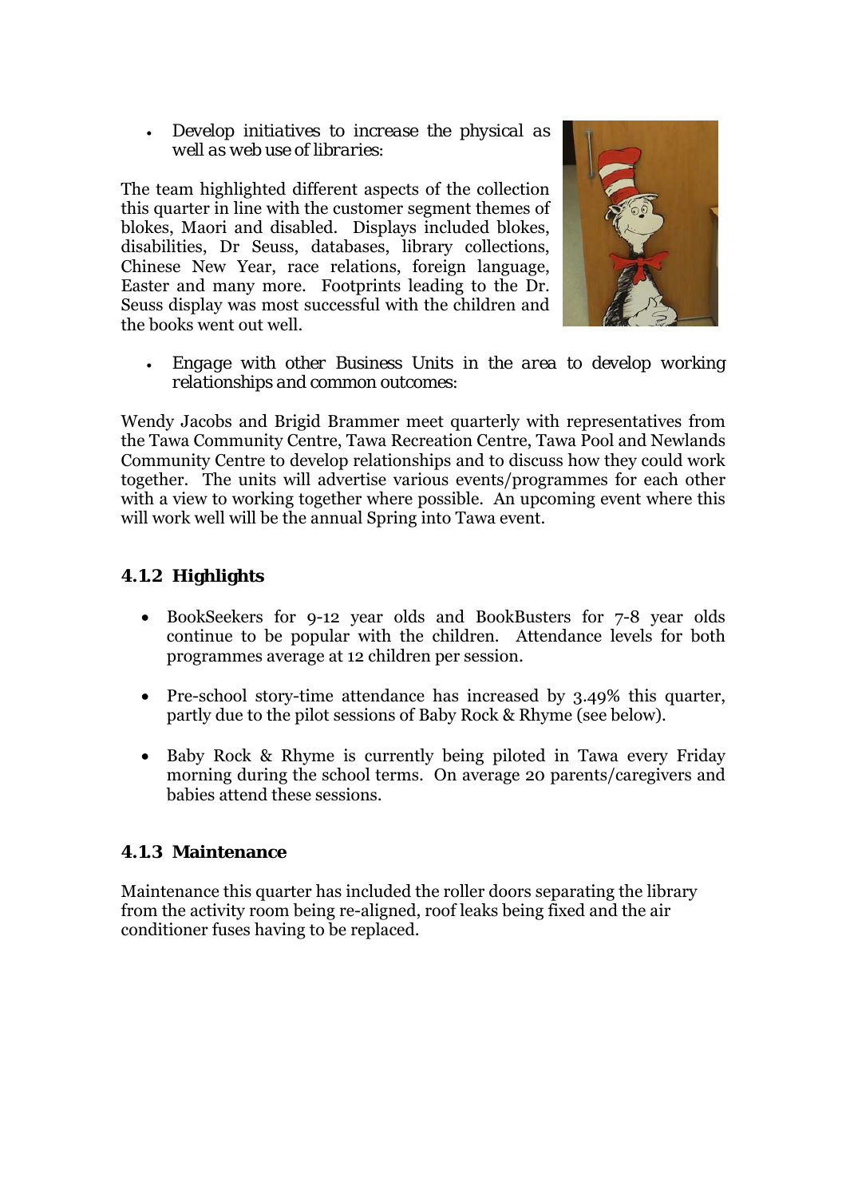- *Develop initiatives to increase the physical as well as web use of libraries:*

The team highlighted different aspects of the collection this quarter in line with the customer segment themes of blokes, Maori and disabled. Displays included blokes, disabilities, Dr Seuss, databases, library collections, Chinese New Year, race relations, foreign language, Easter and many more. Footprints leading to the Dr. Seuss display was most successful with the children and the books went out well.

- *Engage with other Business Units in the area to develop working relationships and common outcomes:*

Wendy Jacobs and Brigid Brammer meet quarterly with representatives from the Tawa Community Centre, Tawa Recreation Centre, Tawa Pool and Newlands Community Centre to develop relationships and to discuss how they could work together. The units will advertise various events/programmes for each other with a view to working together where possible. An upcoming event where this will work well will be the annual Spring into Tawa event.

### 4.1.2 Highlights

- BookSeekers for 9-12 year olds and BookBusters for 7-8 year olds continue to be popular with the children. Attendance levels for both programmes average at 12 children per session.
- Pre-school story-time attendance has increased by 3.49% this quarter, partly due to the pilot sessions of Baby Rock & Rhyme (see below).
- Baby Rock & Rhyme is currently being piloted in Tawa every Friday morning during the school terms. On average 20 parents/caregivers and babies attend these sessions.

### 4.1.3 Maintenance

Maintenance this quarter has included the roller doors separating the library from the activity room being re-aligned, roof leaks being fixed and the air conditioner fuses having to be replaced.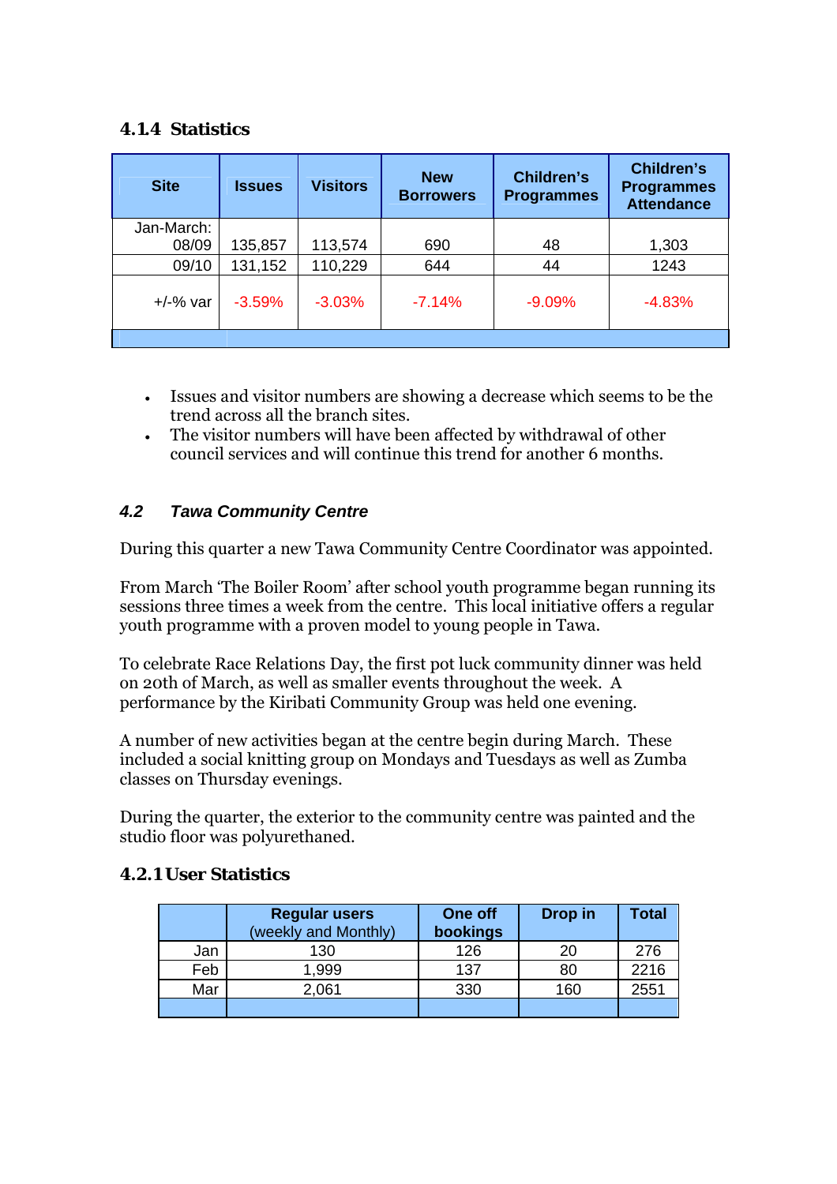### 4.1.4 Statistics

| Site | Issues | Visitors | New Borrowers | Children's Programmes | Children's Programmes Attendance |
|---|---|---|---|---|---|
| Jan-March: 08/09 | 135,857 | 113,574 | 690 | 48 | 1,303 |
| 09/10 | 131,152 | 110,229 | 644 | 44 | 1243 |
| +/-% var | -3.59% | -3.03% | -7.14% | -9.09% | -4.83% |

- Issues and visitor numbers are showing a decrease which seems to be the trend across all the branch sites.
- The visitor numbers will have been affected by withdrawal of other council services and will continue this trend for another 6 months.

## *4.2 Tawa Community Centre*

During this quarter a new Tawa Community Centre Coordinator was appointed.

From March 'The Boiler Room' after school youth programme began running its sessions three times a week from the centre. This local initiative offers a regular youth programme with a proven model to young people in Tawa.

To celebrate Race Relations Day, the first pot luck community dinner was held on 20th of March, as well as smaller events throughout the week. A performance by the Kiribati Community Group was held one evening.

A number of new activities began at the centre begin during March. These included a social knitting group on Mondays and Tuesdays as well as Zumba classes on Thursday evenings.

During the quarter, the exterior to the community centre was painted and the studio floor was polyurethaned.

### 4.2.1 User Statistics

| | Regular users (weekly and Monthly) | One off bookings | Drop in | Total |
|---|---|---|---|---|
| Jan | 130 | 126 | 20 | 276 |
| Feb | 1,999 | 137 | 80 | 2216 |
| Mar | 2,061 | 330 | 160 | 2551 |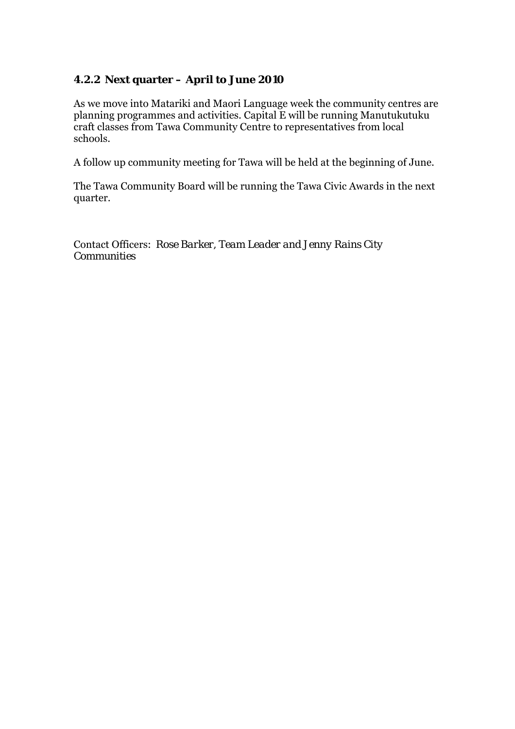### 4.2.2 Next quarter – April to June 2010

As we move into Matariki and Maori Language week the community centres are planning programmes and activities. Capital E will be running Manutukutuku craft classes from Tawa Community Centre to representatives from local schools.

A follow up community meeting for Tawa will be held at the beginning of June.

The Tawa Community Board will be running the Tawa Civic Awards in the next quarter.

Contact Officers: *Rose Barker, Team Leader and Jenny Rains City Communities*